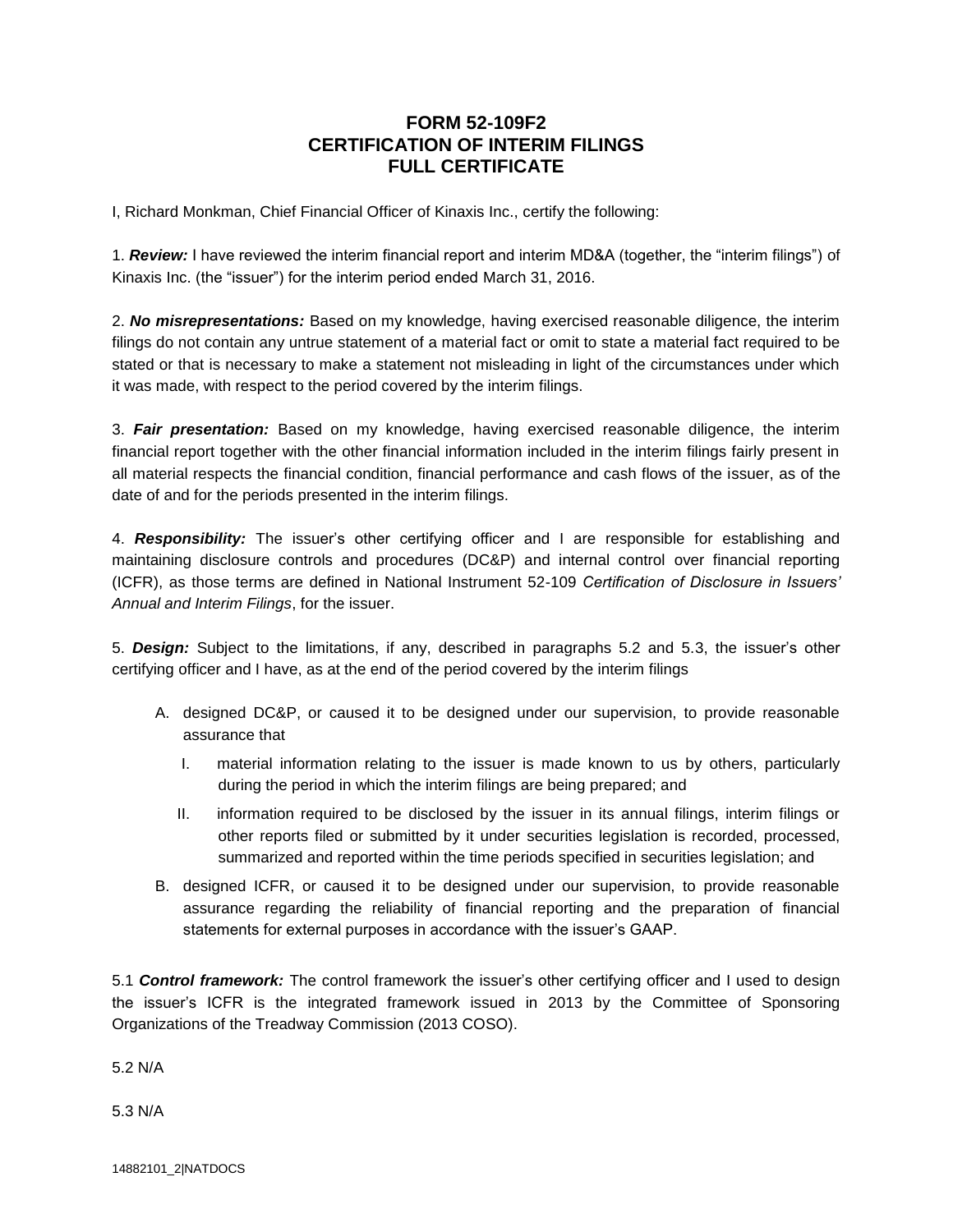# FORM 52-109F2
# CERTIFICATION OF INTERIM FILINGS
# FULL CERTIFICATE

I, Richard Monkman, Chief Financial Officer of Kinaxis Inc., certify the following:

1. ***Review:*** I have reviewed the interim financial report and interim MD&A (together, the "interim filings") of Kinaxis Inc. (the "issuer") for the interim period ended March 31, 2016.

2. ***No misrepresentations:*** Based on my knowledge, having exercised reasonable diligence, the interim filings do not contain any untrue statement of a material fact or omit to state a material fact required to be stated or that is necessary to make a statement not misleading in light of the circumstances under which it was made, with respect to the period covered by the interim filings.

3. ***Fair presentation:*** Based on my knowledge, having exercised reasonable diligence, the interim financial report together with the other financial information included in the interim filings fairly present in all material respects the financial condition, financial performance and cash flows of the issuer, as of the date of and for the periods presented in the interim filings.

4. ***Responsibility:*** The issuer's other certifying officer and I are responsible for establishing and maintaining disclosure controls and procedures (DC&P) and internal control over financial reporting (ICFR), as those terms are defined in National Instrument 52-109 *Certification of Disclosure in Issuers' Annual and Interim Filings*, for the issuer.

5. ***Design:*** Subject to the limitations, if any, described in paragraphs 5.2 and 5.3, the issuer's other certifying officer and I have, as at the end of the period covered by the interim filings

   A. designed DC&P, or caused it to be designed under our supervision, to provide reasonable assurance that

      I. material information relating to the issuer is made known to us by others, particularly during the period in which the interim filings are being prepared; and

      II. information required to be disclosed by the issuer in its annual filings, interim filings or other reports filed or submitted by it under securities legislation is recorded, processed, summarized and reported within the time periods specified in securities legislation; and

   B. designed ICFR, or caused it to be designed under our supervision, to provide reasonable assurance regarding the reliability of financial reporting and the preparation of financial statements for external purposes in accordance with the issuer's GAAP.

5.1 ***Control framework:*** The control framework the issuer's other certifying officer and I used to design the issuer's ICFR is the integrated framework issued in 2013 by the Committee of Sponsoring Organizations of the Treadway Commission (2013 COSO).

5.2 N/A

5.3 N/A

14882101_2|NATDOCS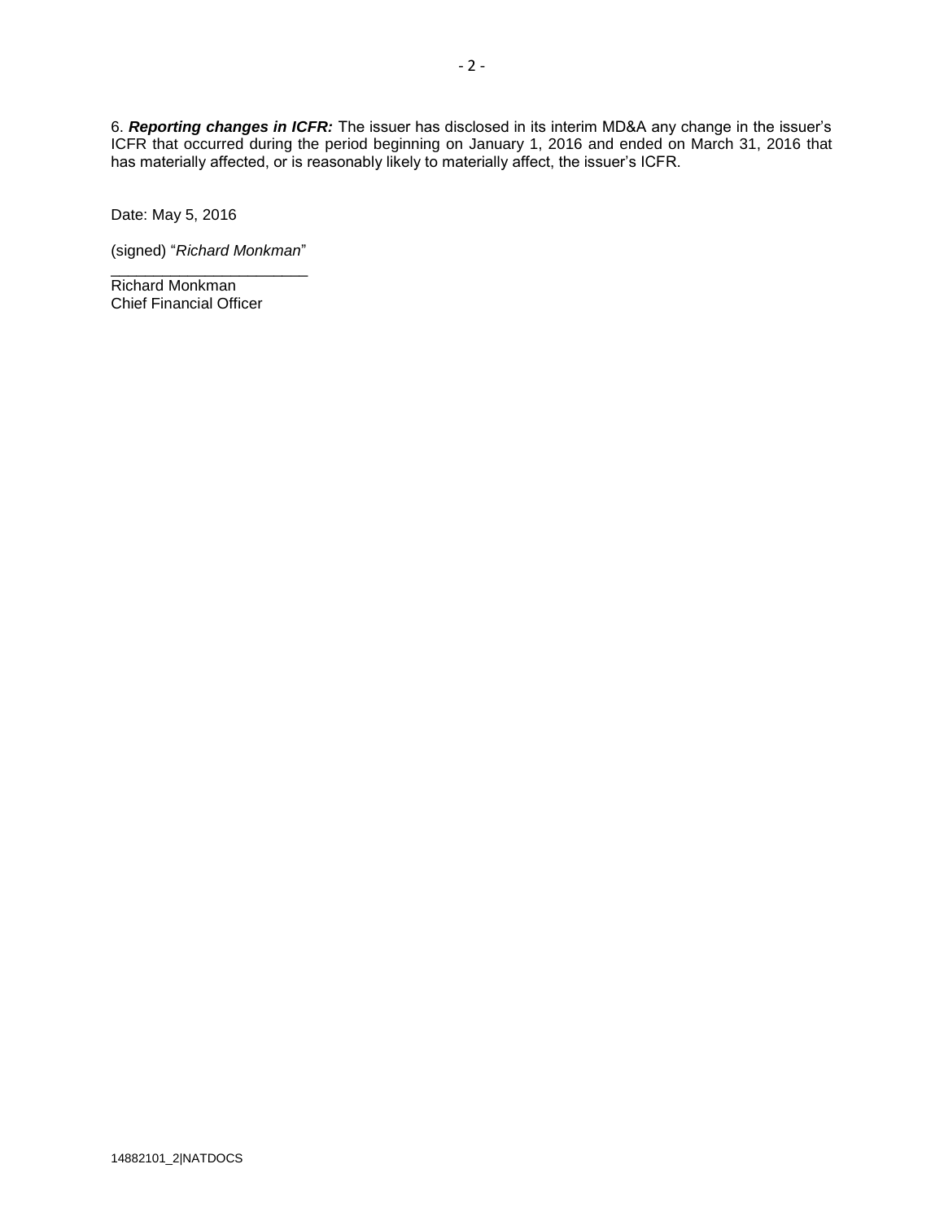6. ***Reporting changes in ICFR:*** The issuer has disclosed in its interim MD&A any change in the issuer's ICFR that occurred during the period beginning on January 1, 2016 and ended on March 31, 2016 that has materially affected, or is reasonably likely to materially affect, the issuer's ICFR.

Date: May 5, 2016

(signed) "*Richard Monkman*"

______________________
Richard Monkman
Chief Financial Officer

14882101_2|NATDOCS